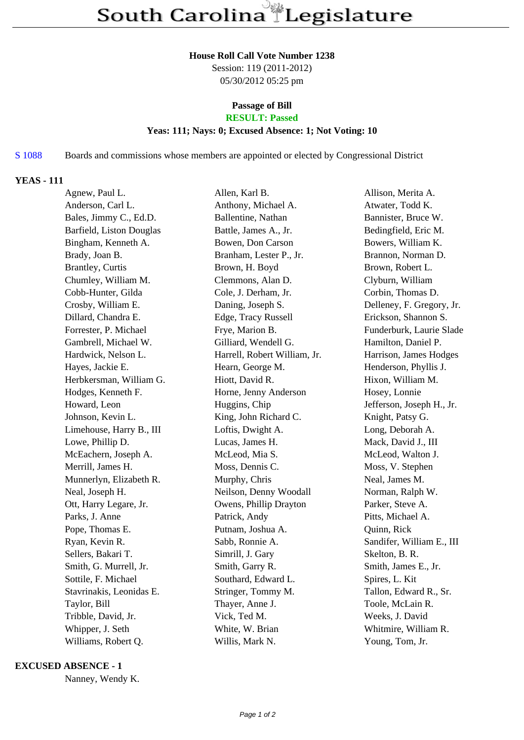# South Carolina Legislature

**House Roll Call Vote Number 1238**
Session: 119 (2011-2012)
05/30/2012 05:25 pm

**Passage of Bill**
**RESULT: Passed**
**Yeas: 111; Nays: 0; Excused Absence: 1; Not Voting: 10**

S 1088 Boards and commissions whose members are appointed or elected by Congressional District

## YEAS - 111

| | | |
|---|---|---|
| Agnew, Paul L. | Allen, Karl B. | Allison, Merita A. |
| Anderson, Carl L. | Anthony, Michael A. | Atwater, Todd K. |
| Bales, Jimmy C., Ed.D. | Ballentine, Nathan | Bannister, Bruce W. |
| Barfield, Liston Douglas | Battle, James A., Jr. | Bedingfield, Eric M. |
| Bingham, Kenneth A. | Bowen, Don Carson | Bowers, William K. |
| Brady, Joan B. | Branham, Lester P., Jr. | Brannon, Norman D. |
| Brantley, Curtis | Brown, H. Boyd | Brown, Robert L. |
| Chumley, William M. | Clemmons, Alan D. | Clyburn, William |
| Cobb-Hunter, Gilda | Cole, J. Derham, Jr. | Corbin, Thomas D. |
| Crosby, William E. | Daning, Joseph S. | Delleney, F. Gregory, Jr. |
| Dillard, Chandra E. | Edge, Tracy Russell | Erickson, Shannon S. |
| Forrester, P. Michael | Frye, Marion B. | Funderburk, Laurie Slade |
| Gambrell, Michael W. | Gilliard, Wendell G. | Hamilton, Daniel P. |
| Hardwick, Nelson L. | Harrell, Robert William, Jr. | Harrison, James Hodges |
| Hayes, Jackie E. | Hearn, George M. | Henderson, Phyllis J. |
| Herbkersman, William G. | Hiott, David R. | Hixon, William M. |
| Hodges, Kenneth F. | Horne, Jenny Anderson | Hosey, Lonnie |
| Howard, Leon | Huggins, Chip | Jefferson, Joseph H., Jr. |
| Johnson, Kevin L. | King, John Richard C. | Knight, Patsy G. |
| Limehouse, Harry B., III | Loftis, Dwight A. | Long, Deborah A. |
| Lowe, Phillip D. | Lucas, James H. | Mack, David J., III |
| McEachern, Joseph A. | McLeod, Mia S. | McLeod, Walton J. |
| Merrill, James H. | Moss, Dennis C. | Moss, V. Stephen |
| Munnerlyn, Elizabeth R. | Murphy, Chris | Neal, James M. |
| Neal, Joseph H. | Neilson, Denny Woodall | Norman, Ralph W. |
| Ott, Harry Legare, Jr. | Owens, Phillip Drayton | Parker, Steve A. |
| Parks, J. Anne | Patrick, Andy | Pitts, Michael A. |
| Pope, Thomas E. | Putnam, Joshua A. | Quinn, Rick |
| Ryan, Kevin R. | Sabb, Ronnie A. | Sandifer, William E., III |
| Sellers, Bakari T. | Simrill, J. Gary | Skelton, B. R. |
| Smith, G. Murrell, Jr. | Smith, Garry R. | Smith, James E., Jr. |
| Sottile, F. Michael | Southard, Edward L. | Spires, L. Kit |
| Stavrinakis, Leonidas E. | Stringer, Tommy M. | Tallon, Edward R., Sr. |
| Taylor, Bill | Thayer, Anne J. | Toole, McLain R. |
| Tribble, David, Jr. | Vick, Ted M. | Weeks, J. David |
| Whipper, J. Seth | White, W. Brian | Whitmire, William R. |
| Williams, Robert Q. | Willis, Mark N. | Young, Tom, Jr. |

## EXCUSED ABSENCE - 1

Nanney, Wendy K.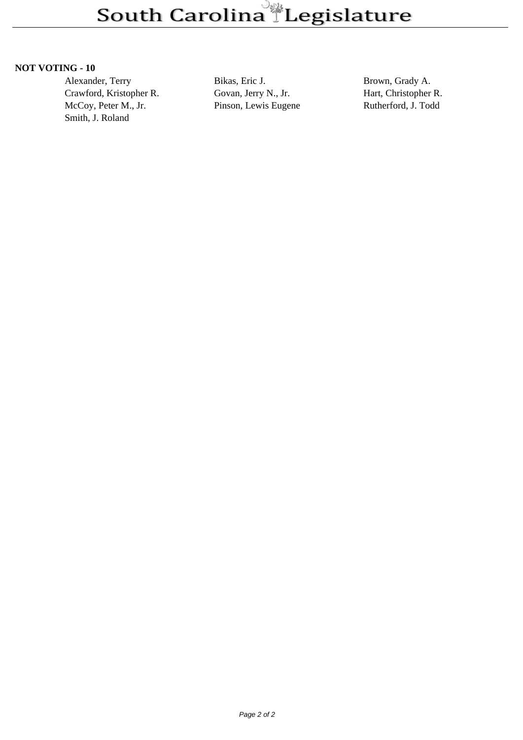**NOT VOTING - 10**

| | | |
|---|---|---|
| Alexander, Terry | Bikas, Eric J. | Brown, Grady A. |
| Crawford, Kristopher R. | Govan, Jerry N., Jr. | Hart, Christopher R. |
| McCoy, Peter M., Jr. | Pinson, Lewis Eugene | Rutherford, J. Todd |
| Smith, J. Roland | | |